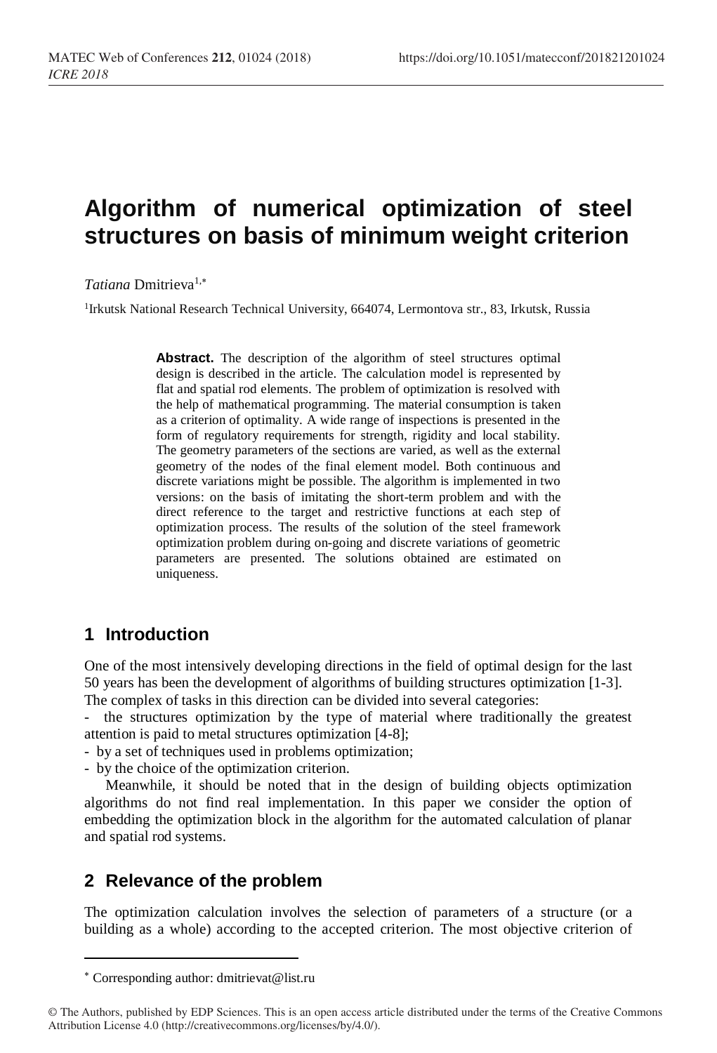# Algorithm of numerical optimization of steel structures on basis of minimum weight criterion

*Tatiana* Dmitrieva[1,*]

[1]Irkutsk National Research Technical University, 664074, Lermontova str., 83, Irkutsk, Russia

**Abstract.** The description of the algorithm of steel structures optimal design is described in the article. The calculation model is represented by flat and spatial rod elements. The problem of optimization is resolved with the help of mathematical programming. The material consumption is taken as a criterion of optimality. A wide range of inspections is presented in the form of regulatory requirements for strength, rigidity and local stability. The geometry parameters of the sections are varied, as well as the external geometry of the nodes of the final element model. Both continuous and discrete variations might be possible. The algorithm is implemented in two versions: on the basis of imitating the short-term problem and with the direct reference to the target and restrictive functions at each step of optimization process. The results of the solution of the steel framework optimization problem during on-going and discrete variations of geometric parameters are presented. The solutions obtained are estimated on uniqueness.

## 1 Introduction

One of the most intensively developing directions in the field of optimal design for the last 50 years has been the development of algorithms of building structures optimization [1-3]. The complex of tasks in this direction can be divided into several categories:

- the structures optimization by the type of material where traditionally the greatest attention is paid to metal structures optimization [4-8];
- by a set of techniques used in problems optimization;
- by the choice of the optimization criterion.

Meanwhile, it should be noted that in the design of building objects optimization algorithms do not find real implementation. In this paper we consider the option of embedding the optimization block in the algorithm for the automated calculation of planar and spatial rod systems.

## 2 Relevance of the problem

The optimization calculation involves the selection of parameters of a structure (or a building as a whole) according to the accepted criterion. The most objective criterion of

[*] Corresponding author: dmitrievat@list.ru

© The Authors, published by EDP Sciences. This is an open access article distributed under the terms of the Creative Commons Attribution License 4.0 (http://creativecommons.org/licenses/by/4.0/).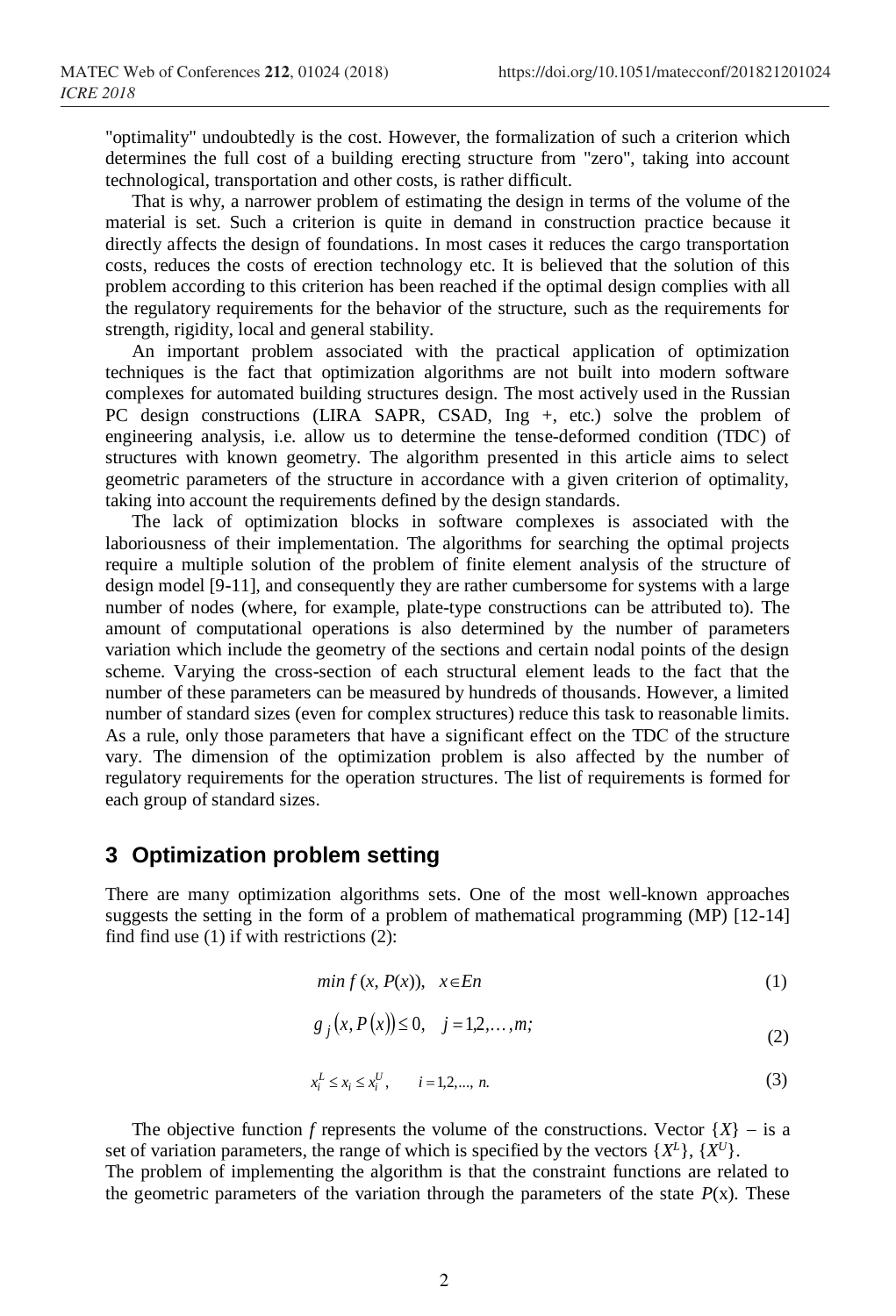"optimality" undoubtedly is the cost. However, the formalization of such a criterion which determines the full cost of a building erecting structure from "zero", taking into account technological, transportation and other costs, is rather difficult.

That is why, a narrower problem of estimating the design in terms of the volume of the material is set. Such a criterion is quite in demand in construction practice because it directly affects the design of foundations. In most cases it reduces the cargo transportation costs, reduces the costs of erection technology etc. It is believed that the solution of this problem according to this criterion has been reached if the optimal design complies with all the regulatory requirements for the behavior of the structure, such as the requirements for strength, rigidity, local and general stability.

An important problem associated with the practical application of optimization techniques is the fact that optimization algorithms are not built into modern software complexes for automated building structures design. The most actively used in the Russian PC design constructions (LIRA SAPR, CSAD, Ing +, etc.) solve the problem of engineering analysis, i.e. allow us to determine the tense-deformed condition (TDC) of structures with known geometry. The algorithm presented in this article aims to select geometric parameters of the structure in accordance with a given criterion of optimality, taking into account the requirements defined by the design standards.

The lack of optimization blocks in software complexes is associated with the laboriousness of their implementation. The algorithms for searching the optimal projects require a multiple solution of the problem of finite element analysis of the structure of design model [9-11], and consequently they are rather cumbersome for systems with a large number of nodes (where, for example, plate-type constructions can be attributed to). The amount of computational operations is also determined by the number of parameters variation which include the geometry of the sections and certain nodal points of the design scheme. Varying the cross-section of each structural element leads to the fact that the number of these parameters can be measured by hundreds of thousands. However, a limited number of standard sizes (even for complex structures) reduce this task to reasonable limits. As a rule, only those parameters that have a significant effect on the TDC of the structure vary. The dimension of the optimization problem is also affected by the number of regulatory requirements for the operation structures. The list of requirements is formed for each group of standard sizes.

## 3 Optimization problem setting

There are many optimization algorithms sets. One of the most well-known approaches suggests the setting in the form of a problem of mathematical programming (MP) [12-14] find find use (1) if with restrictions (2):

$$min\, f\,(x, P(x)), \quad x \in En \tag{1}$$

$$g_j\left(x, P\left(x\right)\right) \leq 0, \quad j = 1,2,\ldots,m; \tag{2}$$

$$x_i^L \leq x_i \leq x_i^U, \qquad i = 1,2,..., n. \tag{3}$$

The objective function $f$ represents the volume of the constructions. Vector $\{X\}$ – is a set of variation parameters, the range of which is specified by the vectors $\{X^L\}$, $\{X^U\}$.
The problem of implementing the algorithm is that the constraint functions are related to the geometric parameters of the variation through the parameters of the state $P$(x). These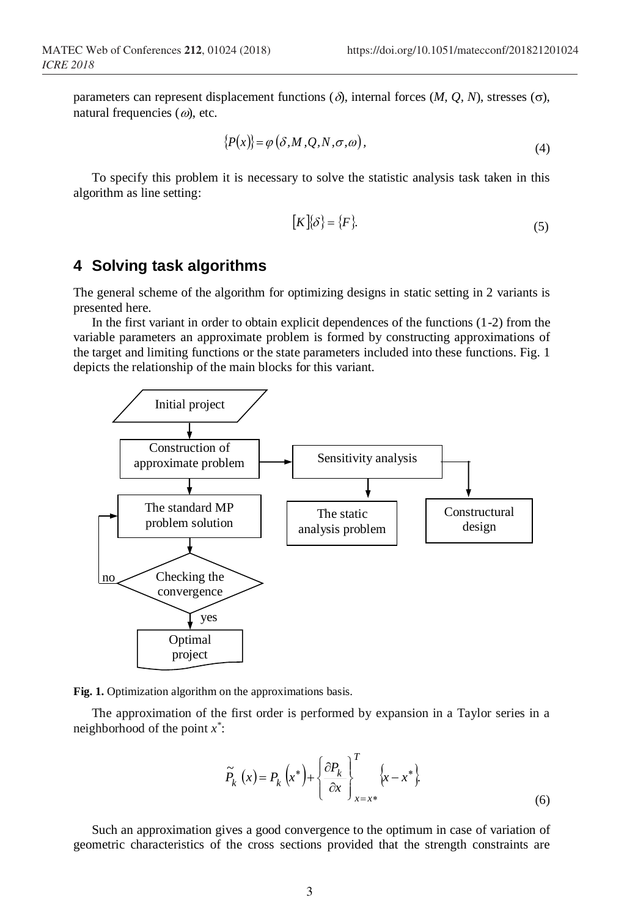parameters can represent displacement functions ($\delta$), internal forces ($M$, $Q$, $N$), stresses ($\sigma$), natural frequencies ($\omega$), etc.

$$\{P(x)\} = \varphi(\delta, M, Q, N, \sigma, \omega), \tag{4}$$

To specify this problem it is necessary to solve the statistic analysis task taken in this algorithm as line setting:

$$[K]\{\delta\} = \{F\}. \tag{5}$$

## 4 Solving task algorithms

The general scheme of the algorithm for optimizing designs in static setting in 2 variants is presented here.

In the first variant in order to obtain explicit dependences of the functions (1-2) from the variable parameters an approximate problem is formed by constructing approximations of the target and limiting functions or the state parameters included into these functions. Fig. 1 depicts the relationship of the main blocks for this variant.

Initial project → Construction of approximate problem → Sensitivity analysis → The static analysis problem; Constructural design

Construction of approximate problem → The standard MP problem solution → Checking the convergence → (no) The standard MP problem solution; (yes) Optimal project

**Fig. 1.** Optimization algorithm on the approximations basis.

The approximation of the first order is performed by expansion in a Taylor series in a neighborhood of the point $x^*$:

$$\tilde{P}_k(x) = P_k(x^*) + \left\{\frac{\partial P_k}{\partial x}\right\}^T_{x=x*} \{x - x^*\}. \tag{6}$$

Such an approximation gives a good convergence to the optimum in case of variation of geometric characteristics of the cross sections provided that the strength constraints are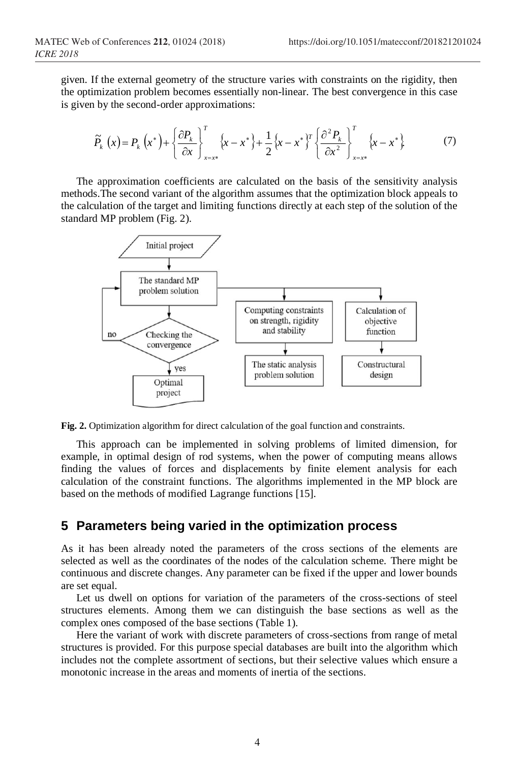given. If the external geometry of the structure varies with constraints on the rigidity, then the optimization problem becomes essentially non-linear. The best convergence in this case is given by the second-order approximations:

$$\tilde{P}_k(x) = P_k(x^*) + \left\{\frac{\partial P_k}{\partial x}\right\}^T_{x=x^*} \{x - x^*\} + \frac{1}{2}\{x - x^*\}^T \left\{\frac{\partial^2 P_k}{\partial x^2}\right\}^T_{x=x^*} \{x - x^*\}. \tag{7}$$

The approximation coefficients are calculated on the basis of the sensitivity analysis methods.The second variant of the algorithm assumes that the optimization block appeals to the calculation of the target and limiting functions directly at each step of the solution of the standard MP problem (Fig. 2).

**Fig. 2.** Optimization algorithm for direct calculation of the goal function and constraints.

This approach can be implemented in solving problems of limited dimension, for example, in optimal design of rod systems, when the power of computing means allows finding the values of forces and displacements by finite element analysis for each calculation of the constraint functions. The algorithms implemented in the MP block are based on the methods of modified Lagrange functions [15].

## 5 Parameters being varied in the optimization process

As it has been already noted the parameters of the cross sections of the elements are selected as well as the coordinates of the nodes of the calculation scheme. There might be continuous and discrete changes. Any parameter can be fixed if the upper and lower bounds are set equal.

Let us dwell on options for variation of the parameters of the cross-sections of steel structures elements. Among them we can distinguish the base sections as well as the complex ones composed of the base sections (Table 1).

Here the variant of work with discrete parameters of cross-sections from range of metal structures is provided. For this purpose special databases are built into the algorithm which includes not the complete assortment of sections, but their selective values which ensure a monotonic increase in the areas and moments of inertia of the sections.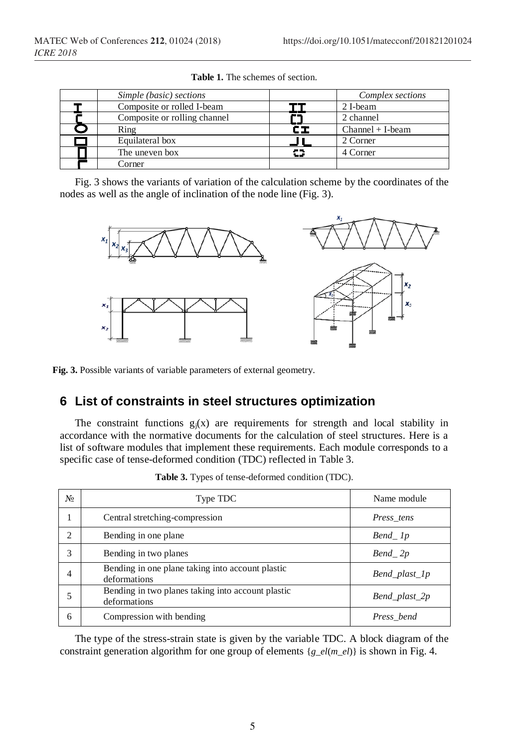**Table 1.** The schemes of section.

| | Simple (basic) sections | | Complex sections |
|---|---|---|---|
| | Composite or rolled I-beam | | 2 I-beam |
| | Composite or rolling channel | | 2 channel |
| | Ring | | Channel + I-beam |
| | Equilateral box | | 2 Corner |
| | The uneven box | | 4 Corner |
| | Corner | | |

Fig. 3 shows the variants of variation of the calculation scheme by the coordinates of the nodes as well as the angle of inclination of the node line (Fig. 3).

**Fig. 3.** Possible variants of variable parameters of external geometry.

## 6 List of constraints in steel structures optimization

The constraint functions $g_j(x)$ are requirements for strength and local stability in accordance with the normative documents for the calculation of steel structures. Here is a list of software modules that implement these requirements. Each module corresponds to a specific case of tense-deformed condition (TDC) reflected in Table 3.

**Table 3.** Types of tense-deformed condition (TDC).

| № | Type TDC | Name module |
|---|---|---|
| 1 | Central stretching-compression | *Press_tens* |
| 2 | Bending in one plane | *Bend_ 1p* |
| 3 | Bending in two planes | *Bend_ 2p* |
| 4 | Bending in one plane taking into account plastic deformations | *Bend_plast_1p* |
| 5 | Bending in two planes taking into account plastic deformations | *Bend_plast_2p* |
| 6 | Compression with bending | *Press_bend* |

The type of the stress-strain state is given by the variable TDC. A block diagram of the constraint generation algorithm for one group of elements {*g_el*(*m_el*)} is shown in Fig. 4.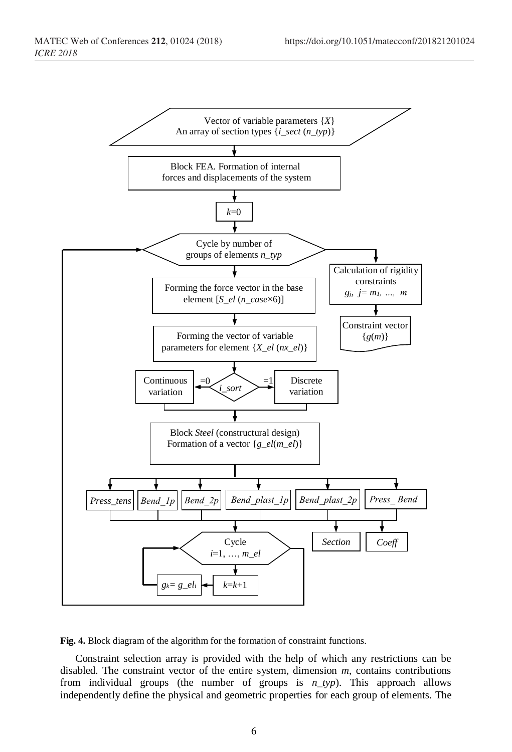Vector of variable parameters $\{X\}$
An array of section types $\{i\_sect\ (n\_typ)\}$

Block FEA. Formation of internal forces and displacements of the system

$k$=0

Cycle by number of groups of elements *n_typ*

Calculation of rigidity constraints $g_j$, $j = m_1, \ldots, m$

Constraint vector $\{g(m)\}$

Forming the force vector in the base element $[S\_el\ (n\_case \times 6)]$

Forming the vector of variable parameters for element $\{X\_el\ (nx\_el)\}$

*i_sort*: =0 Continuous variation; =1 Discrete variation

Block *Steel* (constructural design) Formation of a vector $\{g\_el(m\_el)\}$

*Press_tens* | *Bend_1p* | *Bend_2p* | *Bend_plast_1p* | *Bend_plast_2p* | *Press_ Bend*

*Section* | *Coeff*

Cycle $i$=1, …, *m_el*

$k$=$k$+1

$g_k = g\_el_i$

**Fig. 4.** Block diagram of the algorithm for the formation of constraint functions.

Constraint selection array is provided with the help of which any restrictions can be disabled. The constraint vector of the entire system, dimension $m$, contains contributions from individual groups (the number of groups is *n_typ*). This approach allows independently define the physical and geometric properties for each group of elements. The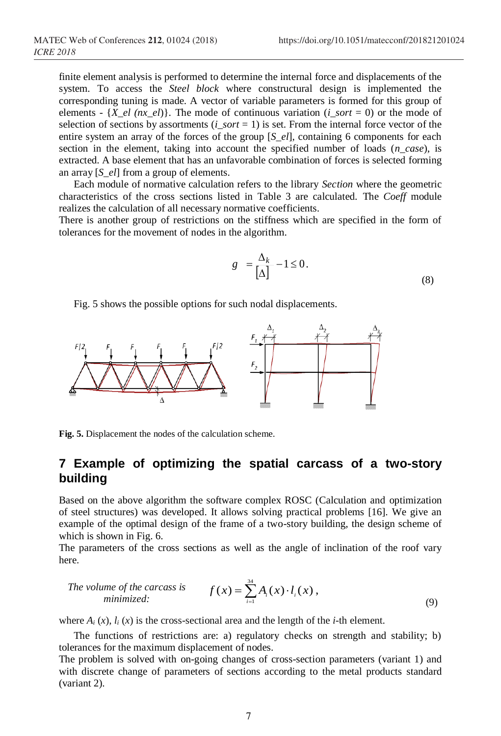finite element analysis is performed to determine the internal force and displacements of the system. To access the *Steel block* where constructural design is implemented the corresponding tuning is made. A vector of variable parameters is formed for this group of elements - {*X_el (nx_el)*}. The mode of continuous variation (*i_sort* = 0) or the mode of selection of sections by assortments (*i_sort* = 1) is set. From the internal force vector of the entire system an array of the forces of the group [*S_el*], containing 6 components for each section in the element, taking into account the specified number of loads (*n_case*), is extracted. A base element that has an unfavorable combination of forces is selected forming an array [*S_el*] from a group of elements.

Each module of normative calculation refers to the library *Section* where the geometric characteristics of the cross sections listed in Table 3 are calculated. The *Coeff* module realizes the calculation of all necessary normative coefficients.

There is another group of restrictions on the stiffness which are specified in the form of tolerances for the movement of nodes in the algorithm.

$$g = \frac{\Delta_k}{[\Delta]} - 1 \le 0. \tag{8}$$

Fig. 5 shows the possible options for such nodal displacements.

**Fig. 5.** Displacement the nodes of the calculation scheme.

## 7 Example of optimizing the spatial carcass of a two-story building

Based on the above algorithm the software complex ROSC (Calculation and optimization of steel structures) was developed. It allows solving practical problems [16]. We give an example of the optimal design of the frame of a two-story building, the design scheme of which is shown in Fig. 6.

The parameters of the cross sections as well as the angle of inclination of the roof vary here.

*The volume of the carcass is minimized:*

$$f(x) = \sum_{i=1}^{34} A_i(x) \cdot l_i(x), \tag{9}$$

where $A_i(x)$, $l_i(x)$ is the cross-sectional area and the length of the *i*-th element.

The functions of restrictions are: a) regulatory checks on strength and stability; b) tolerances for the maximum displacement of nodes.

The problem is solved with on-going changes of cross-section parameters (variant 1) and with discrete change of parameters of sections according to the metal products standard (variant 2).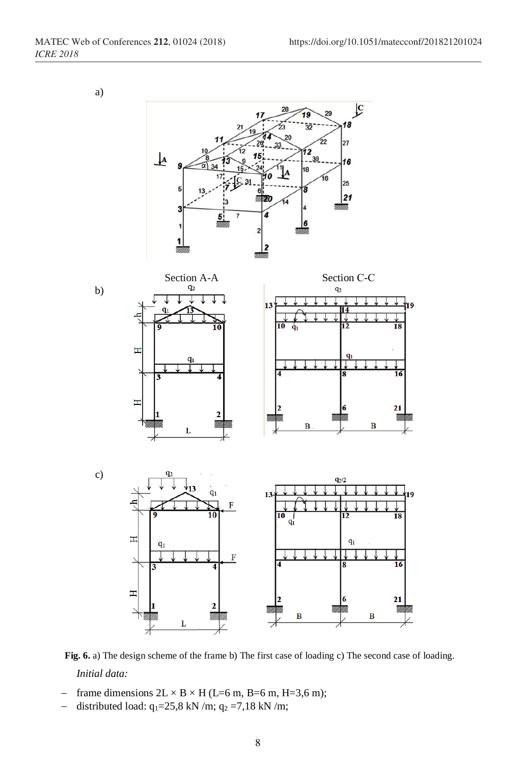**Fig. 6.** a) The design scheme of the frame b) The first case of loading c) The second case of loading.

*Initial data:*

- frame dimensions 2L × B × H (L=6 m, B=6 m, H=3,6 m);
- distributed load: $q_1$=25,8 kN /m; $q_2$ =7,18 kN /m;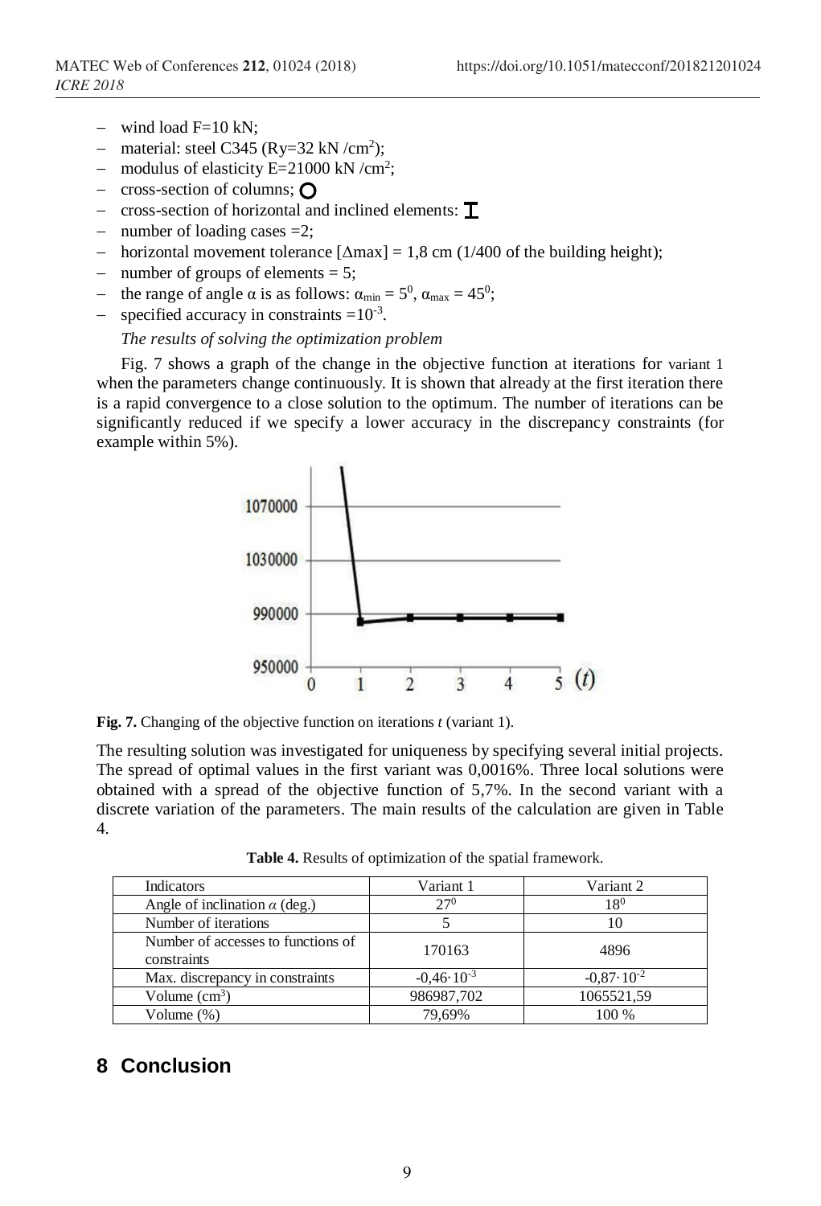- wind load F=10 kN;
- material: steel C345 (Ry=32 kN /cm$^2$);
- modulus of elasticity E=21000 kN /cm$^2$;
- cross-section of columns; ○
- cross-section of horizontal and inclined elements: I
- number of loading cases =2;
- horizontal movement tolerance [$\Delta$max] = 1,8 cm (1/400 of the building height);
- number of groups of elements = 5;
- the range of angle $\alpha$ is as follows: $\alpha_{min} = 5^0$, $\alpha_{max} = 45^0$;
- specified accuracy in constraints =$10^{-3}$.

*The results of solving the optimization problem*

Fig. 7 shows a graph of the change in the objective function at iterations for variant 1 when the parameters change continuously. It is shown that already at the first iteration there is a rapid convergence to a close solution to the optimum. The number of iterations can be significantly reduced if we specify a lower accuracy in the discrepancy constraints (for example within 5%).

**Fig. 7.** Changing of the objective function on iterations *t* (variant 1).

The resulting solution was investigated for uniqueness by specifying several initial projects. The spread of optimal values in the first variant was 0,0016%. Three local solutions were obtained with a spread of the objective function of 5,7%. In the second variant with a discrete variation of the parameters. The main results of the calculation are given in Table 4.

**Table 4.** Results of optimization of the spatial framework.

| Indicators | Variant 1 | Variant 2 |
|---|---|---|
| Angle of inclination $\alpha$ (deg.) | $27^0$ | $18^0$ |
| Number of iterations | 5 | 10 |
| Number of accesses to functions of constraints | 170163 | 4896 |
| Max. discrepancy in constraints | $-0{,}46 \cdot 10^{-3}$ | $-0{,}87 \cdot 10^{-2}$ |
| Volume (cm$^3$) | 986987,702 | 1065521,59 |
| Volume (%) | 79,69% | 100 % |

## 8 Conclusion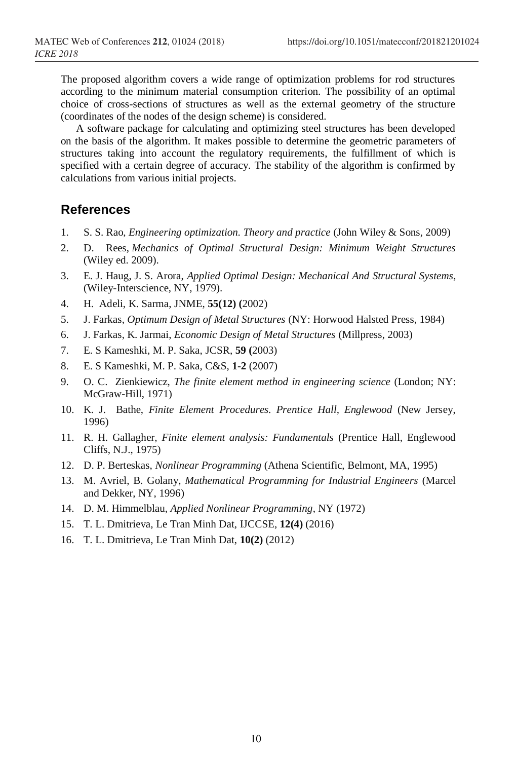The proposed algorithm covers a wide range of optimization problems for rod structures according to the minimum material consumption criterion. The possibility of an optimal choice of cross-sections of structures as well as the external geometry of the structure (coordinates of the nodes of the design scheme) is considered.

A software package for calculating and optimizing steel structures has been developed on the basis of the algorithm. It makes possible to determine the geometric parameters of structures taking into account the regulatory requirements, the fulfillment of which is specified with a certain degree of accuracy. The stability of the algorithm is confirmed by calculations from various initial projects.

## References

1. S. S. Rao, *Engineering optimization. Theory and practice* (John Wiley & Sons, 2009)
2. D. Rees, *Mechanics of Optimal Structural Design: Minimum Weight Structures* (Wiley ed. 2009).
3. E. J. Haug, J. S. Arora, *Applied Optimal Design: Mechanical And Structural Systems*, (Wiley-Interscience, NY, 1979).
4. H. Adeli, K. Sarma, JNME, **55(12) (**2002)
5. J. Farkas, *Optimum Design of Metal Structures* (NY: Horwood Halsted Press, 1984)
6. J. Farkas, K. Jarmai, *Economic Design of Metal Structures* (Millpress, 2003)
7. E. S Kameshki, M. P. Saka, JCSR, **59 (**2003)
8. E. S Kameshki, M. P. Saka, C&S, **1-2** (2007)
9. O. C. Zienkiewicz, *The finite element method in engineering science* (London; NY: McGraw-Hill, 1971)
10. K. J. Bathe, *Finite Element Procedures. Prentice Hall, Englewood* (New Jersey, 1996)
11. R. H. Gallagher, *Finite element analysis: Fundamentals* (Prentice Hall, Englewood Cliffs, N.J., 1975)
12. D. P. Berteskas, *Nonlinear Programming* (Athena Scientific, Belmont, MA, 1995)
13. M. Avriel, B. Golany, *Mathematical Programming for Industrial Engineers* (Marcel and Dekker, NY, 1996)
14. D. M. Himmelblau, *Applied Nonlinear Programming*, NY (1972)
15. T. L. Dmitrieva, Le Tran Minh Dat, IJCCSE, **12(4)** (2016)
16. T. L. Dmitrieva, Le Tran Minh Dat, **10(2)** (2012)